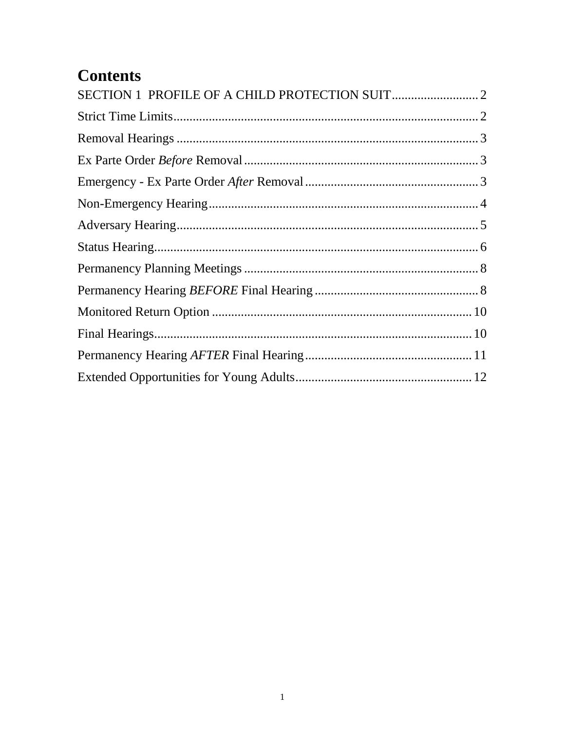# Contents

SECTION 1 PROFILE OF A CHILD PROTECTION SUIT .......... 2

Strict Time Limits .......... 2

Removal Hearings .......... 3

Ex Parte Order *Before* Removal .......... 3

Emergency - Ex Parte Order *After* Removal .......... 3

Non-Emergency Hearing .......... 4

Adversary Hearing .......... 5

Status Hearing .......... 6

Permanency Planning Meetings .......... 8

Permanency Hearing *BEFORE* Final Hearing .......... 8

Monitored Return Option .......... 10

Final Hearings .......... 10

Permanency Hearing *AFTER* Final Hearing .......... 11

Extended Opportunities for Young Adults .......... 12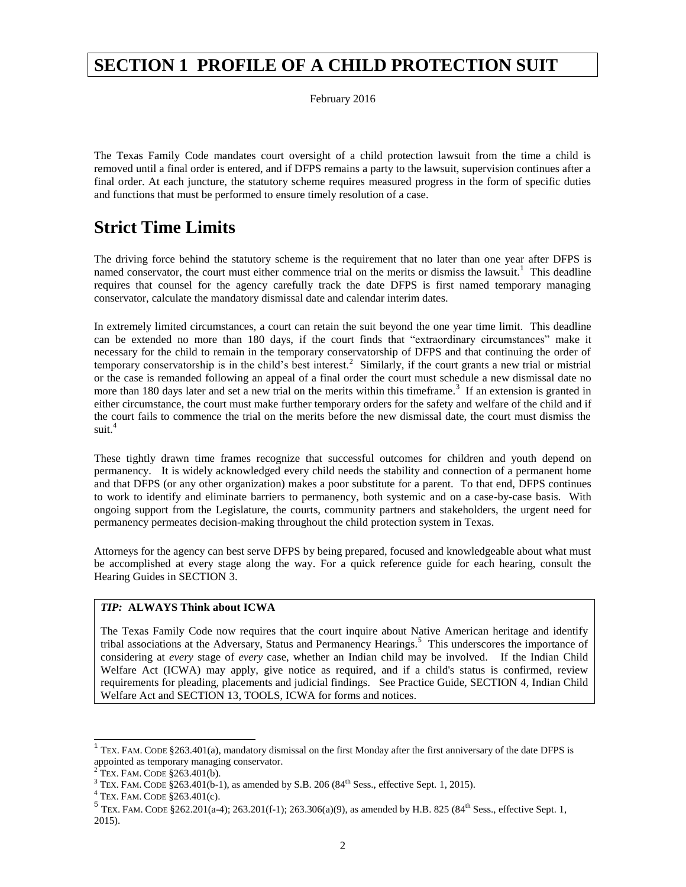# SECTION 1 PROFILE OF A CHILD PROTECTION SUIT

February 2016

The Texas Family Code mandates court oversight of a child protection lawsuit from the time a child is removed until a final order is entered, and if DFPS remains a party to the lawsuit, supervision continues after a final order. At each juncture, the statutory scheme requires measured progress in the form of specific duties and functions that must be performed to ensure timely resolution of a case.

## Strict Time Limits

The driving force behind the statutory scheme is the requirement that no later than one year after DFPS is named conservator, the court must either commence trial on the merits or dismiss the lawsuit.[1] This deadline requires that counsel for the agency carefully track the date DFPS is first named temporary managing conservator, calculate the mandatory dismissal date and calendar interim dates.

In extremely limited circumstances, a court can retain the suit beyond the one year time limit. This deadline can be extended no more than 180 days, if the court finds that "extraordinary circumstances" make it necessary for the child to remain in the temporary conservatorship of DFPS and that continuing the order of temporary conservatorship is in the child's best interest.[2] Similarly, if the court grants a new trial or mistrial or the case is remanded following an appeal of a final order the court must schedule a new dismissal date no more than 180 days later and set a new trial on the merits within this timeframe.[3] If an extension is granted in either circumstance, the court must make further temporary orders for the safety and welfare of the child and if the court fails to commence the trial on the merits before the new dismissal date, the court must dismiss the suit.[4]

These tightly drawn time frames recognize that successful outcomes for children and youth depend on permanency. It is widely acknowledged every child needs the stability and connection of a permanent home and that DFPS (or any other organization) makes a poor substitute for a parent. To that end, DFPS continues to work to identify and eliminate barriers to permanency, both systemic and on a case-by-case basis. With ongoing support from the Legislature, the courts, community partners and stakeholders, the urgent need for permanency permeates decision-making throughout the child protection system in Texas.

Attorneys for the agency can best serve DFPS by being prepared, focused and knowledgeable about what must be accomplished at every stage along the way. For a quick reference guide for each hearing, consult the Hearing Guides in SECTION 3.

> ***TIP:*** **ALWAYS Think about ICWA**
>
> The Texas Family Code now requires that the court inquire about Native American heritage and identify tribal associations at the Adversary, Status and Permanency Hearings.[5] This underscores the importance of considering at *every* stage of *every* case, whether an Indian child may be involved. If the Indian Child Welfare Act (ICWA) may apply, give notice as required, and if a child's status is confirmed, review requirements for pleading, placements and judicial findings. See Practice Guide, SECTION 4, Indian Child Welfare Act and SECTION 13, TOOLS, ICWA for forms and notices.

---

[1] TEX. FAM. CODE §263.401(a), mandatory dismissal on the first Monday after the first anniversary of the date DFPS is appointed as temporary managing conservator.

[2] TEX. FAM. CODE §263.401(b).

[3] TEX. FAM. CODE §263.401(b-1), as amended by S.B. 206 (84th Sess., effective Sept. 1, 2015).

[4] TEX. FAM. CODE §263.401(c).

[5] TEX. FAM. CODE §262.201(a-4); 263.201(f-1); 263.306(a)(9), as amended by H.B. 825 (84th Sess., effective Sept. 1, 2015).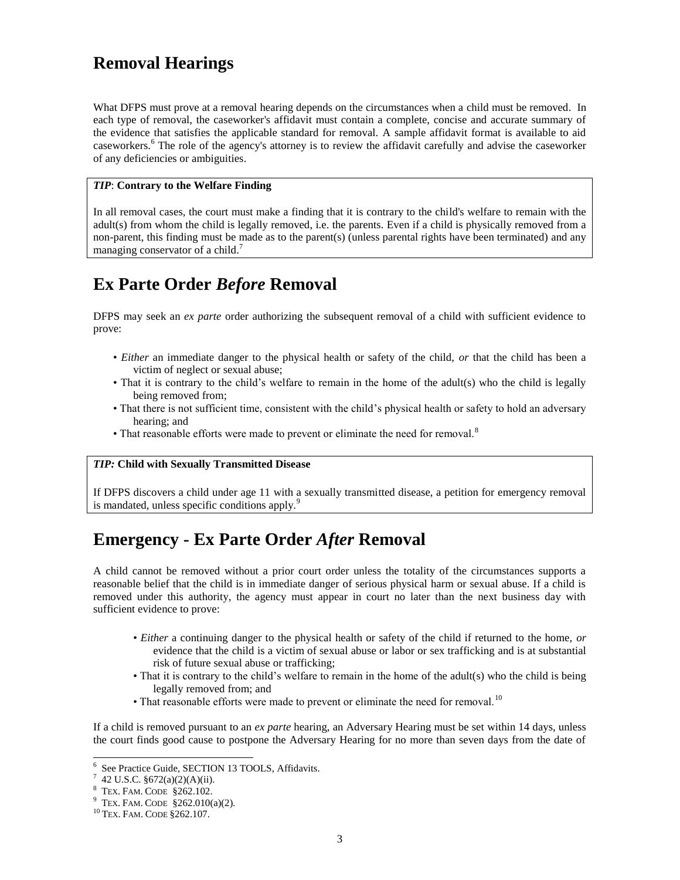## Removal Hearings

What DFPS must prove at a removal hearing depends on the circumstances when a child must be removed. In each type of removal, the caseworker's affidavit must contain a complete, concise and accurate summary of the evidence that satisfies the applicable standard for removal. A sample affidavit format is available to aid caseworkers.[6] The role of the agency's attorney is to review the affidavit carefully and advise the caseworker of any deficiencies or ambiguities.

> ***TIP*: Contrary to the Welfare Finding**
>
> In all removal cases, the court must make a finding that it is contrary to the child's welfare to remain with the adult(s) from whom the child is legally removed, i.e. the parents. Even if a child is physically removed from a non-parent, this finding must be made as to the parent(s) (unless parental rights have been terminated) and any managing conservator of a child.[7]

## Ex Parte Order *Before* Removal

DFPS may seek an *ex parte* order authorizing the subsequent removal of a child with sufficient evidence to prove:

- *Either* an immediate danger to the physical health or safety of the child, *or* that the child has been a victim of neglect or sexual abuse;
- That it is contrary to the child's welfare to remain in the home of the adult(s) who the child is legally being removed from;
- That there is not sufficient time, consistent with the child's physical health or safety to hold an adversary hearing; and
- That reasonable efforts were made to prevent or eliminate the need for removal.[8]

> ***TIP:* Child with Sexually Transmitted Disease**
>
> If DFPS discovers a child under age 11 with a sexually transmitted disease, a petition for emergency removal is mandated, unless specific conditions apply.[9]

## Emergency - Ex Parte Order *After* Removal

A child cannot be removed without a prior court order unless the totality of the circumstances supports a reasonable belief that the child is in immediate danger of serious physical harm or sexual abuse. If a child is removed under this authority, the agency must appear in court no later than the next business day with sufficient evidence to prove:

- *Either* a continuing danger to the physical health or safety of the child if returned to the home, *or* evidence that the child is a victim of sexual abuse or labor or sex trafficking and is at substantial risk of future sexual abuse or trafficking;
- That it is contrary to the child's welfare to remain in the home of the adult(s) who the child is being legally removed from; and
- That reasonable efforts were made to prevent or eliminate the need for removal.[10]

If a child is removed pursuant to an *ex parte* hearing, an Adversary Hearing must be set within 14 days, unless the court finds good cause to postpone the Adversary Hearing for no more than seven days from the date of

---

[6] See Practice Guide, SECTION 13 TOOLS, Affidavits.
[7] 42 U.S.C. §672(a)(2)(A)(ii).
[8] TEX. FAM. CODE §262.102.
[9] TEX. FAM. CODE §262.010(a)(2).
[10] TEX. FAM. CODE §262.107.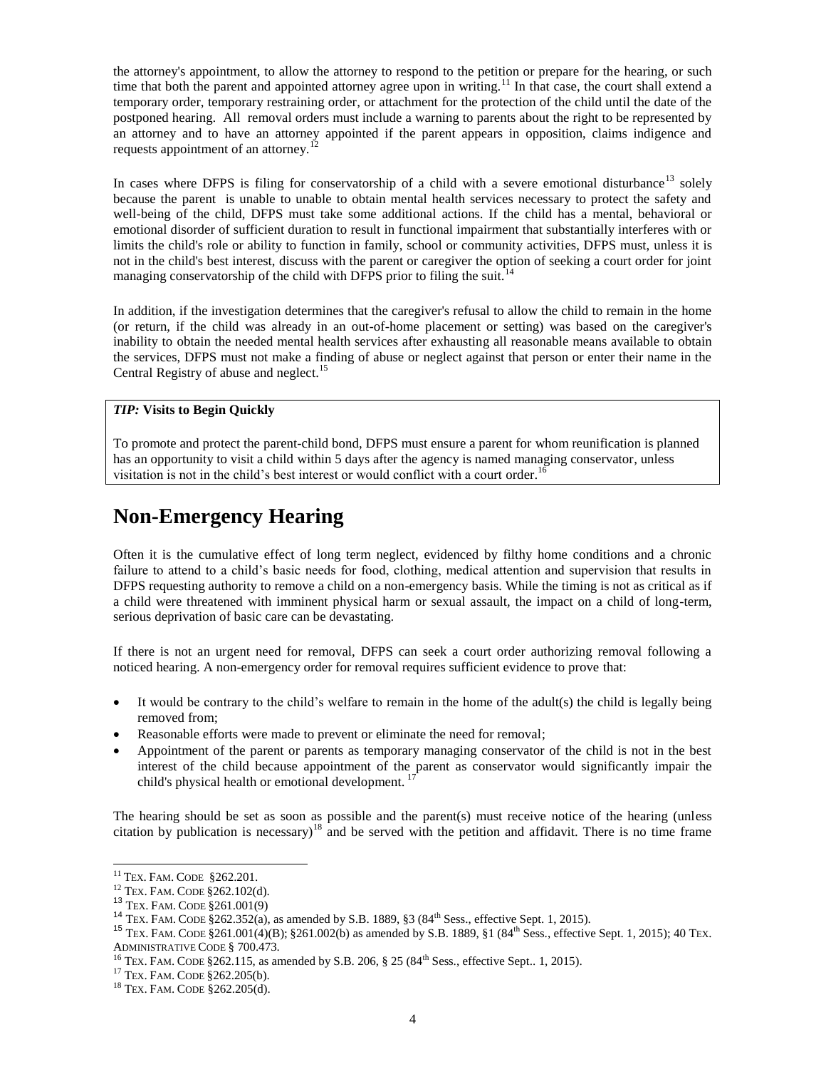the attorney's appointment, to allow the attorney to respond to the petition or prepare for the hearing, or such time that both the parent and appointed attorney agree upon in writing.[11] In that case, the court shall extend a temporary order, temporary restraining order, or attachment for the protection of the child until the date of the postponed hearing. All removal orders must include a warning to parents about the right to be represented by an attorney and to have an attorney appointed if the parent appears in opposition, claims indigence and requests appointment of an attorney.[12]

In cases where DFPS is filing for conservatorship of a child with a severe emotional disturbance[13] solely because the parent is unable to unable to obtain mental health services necessary to protect the safety and well-being of the child, DFPS must take some additional actions. If the child has a mental, behavioral or emotional disorder of sufficient duration to result in functional impairment that substantially interferes with or limits the child's role or ability to function in family, school or community activities, DFPS must, unless it is not in the child's best interest, discuss with the parent or caregiver the option of seeking a court order for joint managing conservatorship of the child with DFPS prior to filing the suit.[14]

In addition, if the investigation determines that the caregiver's refusal to allow the child to remain in the home (or return, if the child was already in an out-of-home placement or setting) was based on the caregiver's inability to obtain the needed mental health services after exhausting all reasonable means available to obtain the services, DFPS must not make a finding of abuse or neglect against that person or enter their name in the Central Registry of abuse and neglect.[15]

> ***TIP:* Visits to Begin Quickly**
>
> To promote and protect the parent-child bond, DFPS must ensure a parent for whom reunification is planned has an opportunity to visit a child within 5 days after the agency is named managing conservator, unless visitation is not in the child's best interest or would conflict with a court order.[16]

# Non-Emergency Hearing

Often it is the cumulative effect of long term neglect, evidenced by filthy home conditions and a chronic failure to attend to a child's basic needs for food, clothing, medical attention and supervision that results in DFPS requesting authority to remove a child on a non-emergency basis. While the timing is not as critical as if a child were threatened with imminent physical harm or sexual assault, the impact on a child of long-term, serious deprivation of basic care can be devastating.

If there is not an urgent need for removal, DFPS can seek a court order authorizing removal following a noticed hearing. A non-emergency order for removal requires sufficient evidence to prove that:

- It would be contrary to the child's welfare to remain in the home of the adult(s) the child is legally being removed from;
- Reasonable efforts were made to prevent or eliminate the need for removal;
- Appointment of the parent or parents as temporary managing conservator of the child is not in the best interest of the child because appointment of the parent as conservator would significantly impair the child's physical health or emotional development.[17]

The hearing should be set as soon as possible and the parent(s) must receive notice of the hearing (unless citation by publication is necessary)[18] and be served with the petition and affidavit. There is no time frame

---

[11] TEX. FAM. CODE §262.201.
[12] TEX. FAM. CODE §262.102(d).
[13] TEX. FAM. CODE §261.001(9)
[14] TEX. FAM. CODE §262.352(a), as amended by S.B. 1889, §3 (84th Sess., effective Sept. 1, 2015).
[15] TEX. FAM. CODE §261.001(4)(B); §261.002(b) as amended by S.B. 1889, §1 (84th Sess., effective Sept. 1, 2015); 40 TEX. ADMINISTRATIVE CODE § 700.473.
[16] TEX. FAM. CODE §262.115, as amended by S.B. 206, § 25 (84th Sess., effective Sept.. 1, 2015).
[17] TEX. FAM. CODE §262.205(b).
[18] TEX. FAM. CODE §262.205(d).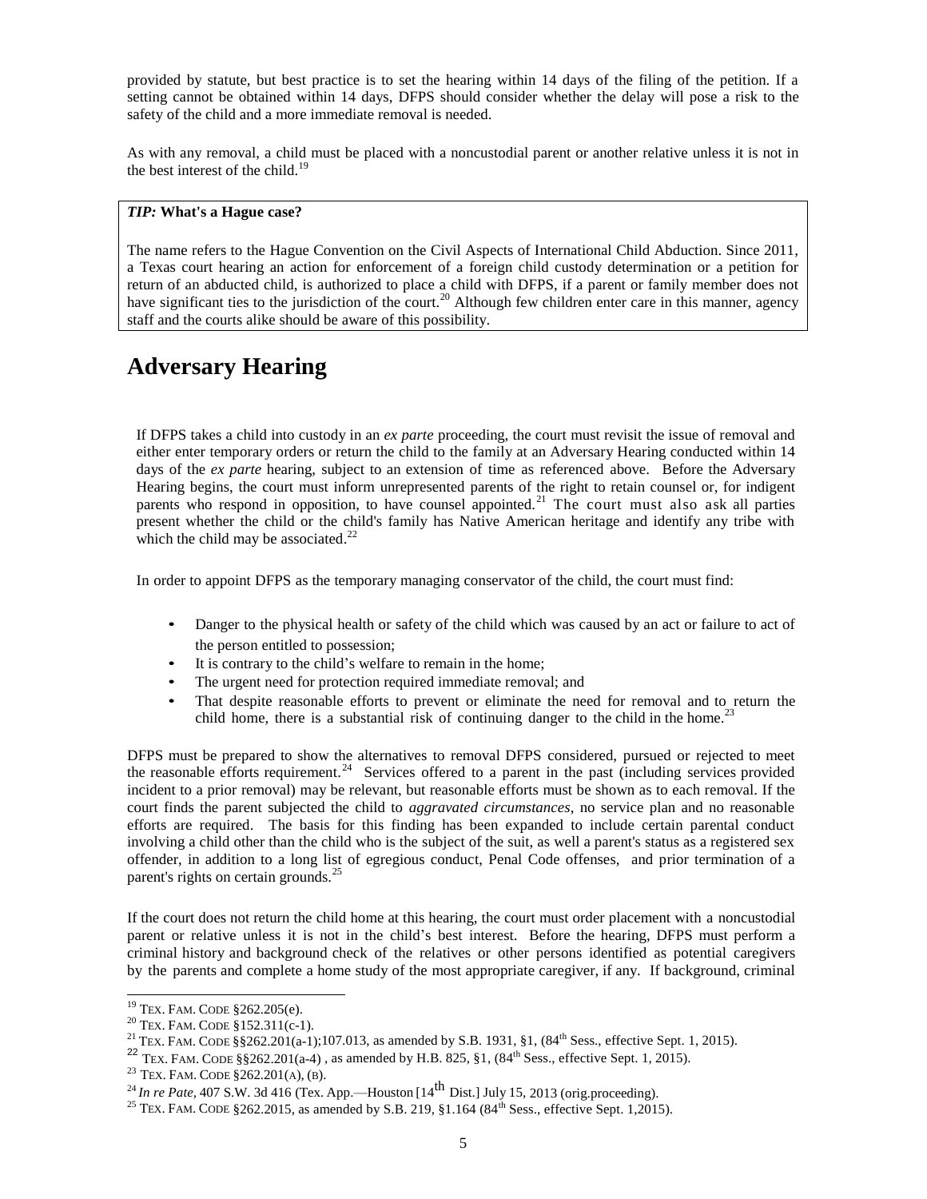provided by statute, but best practice is to set the hearing within 14 days of the filing of the petition. If a setting cannot be obtained within 14 days, DFPS should consider whether the delay will pose a risk to the safety of the child and a more immediate removal is needed.

As with any removal, a child must be placed with a noncustodial parent or another relative unless it is not in the best interest of the child.[19]

> ***TIP:*** **What's a Hague case?**
>
> The name refers to the Hague Convention on the Civil Aspects of International Child Abduction. Since 2011, a Texas court hearing an action for enforcement of a foreign child custody determination or a petition for return of an abducted child, is authorized to place a child with DFPS, if a parent or family member does not have significant ties to the jurisdiction of the court.[20] Although few children enter care in this manner, agency staff and the courts alike should be aware of this possibility.

# Adversary Hearing

If DFPS takes a child into custody in an *ex parte* proceeding, the court must revisit the issue of removal and either enter temporary orders or return the child to the family at an Adversary Hearing conducted within 14 days of the *ex parte* hearing, subject to an extension of time as referenced above. Before the Adversary Hearing begins, the court must inform unrepresented parents of the right to retain counsel or, for indigent parents who respond in opposition, to have counsel appointed.[21] The court must also ask all parties present whether the child or the child's family has Native American heritage and identify any tribe with which the child may be associated.[22]

In order to appoint DFPS as the temporary managing conservator of the child, the court must find:

- Danger to the physical health or safety of the child which was caused by an act or failure to act of the person entitled to possession;
- It is contrary to the child's welfare to remain in the home;
- The urgent need for protection required immediate removal; and
- That despite reasonable efforts to prevent or eliminate the need for removal and to return the child home, there is a substantial risk of continuing danger to the child in the home.[23]

DFPS must be prepared to show the alternatives to removal DFPS considered, pursued or rejected to meet the reasonable efforts requirement.[24] Services offered to a parent in the past (including services provided incident to a prior removal) may be relevant, but reasonable efforts must be shown as to each removal. If the court finds the parent subjected the child to *aggravated circumstances*, no service plan and no reasonable efforts are required. The basis for this finding has been expanded to include certain parental conduct involving a child other than the child who is the subject of the suit, as well a parent's status as a registered sex offender, in addition to a long list of egregious conduct, Penal Code offenses, and prior termination of a parent's rights on certain grounds.[25]

If the court does not return the child home at this hearing, the court must order placement with a noncustodial parent or relative unless it is not in the child's best interest. Before the hearing, DFPS must perform a criminal history and background check of the relatives or other persons identified as potential caregivers by the parents and complete a home study of the most appropriate caregiver, if any. If background, criminal

---

[19] TEX. FAM. CODE §262.205(e).

[20] TEX. FAM. CODE §152.311(c-1).

[21] TEX. FAM. CODE §§262.201(a-1);107.013, as amended by S.B. 1931, §1, (84th Sess., effective Sept. 1, 2015).

[22] TEX. FAM. CODE §§262.201(a-4) , as amended by H.B. 825, §1, (84th Sess., effective Sept. 1, 2015).

[23] TEX. FAM. CODE §262.201(A), (B).

[24] *In re Pate*, 407 S.W. 3d 416 (Tex. App.—Houston [14th Dist.] July 15, 2013 (orig.proceeding).

[25] TEX. FAM. CODE §262.2015, as amended by S.B. 219, §1.164 (84th Sess., effective Sept. 1,2015).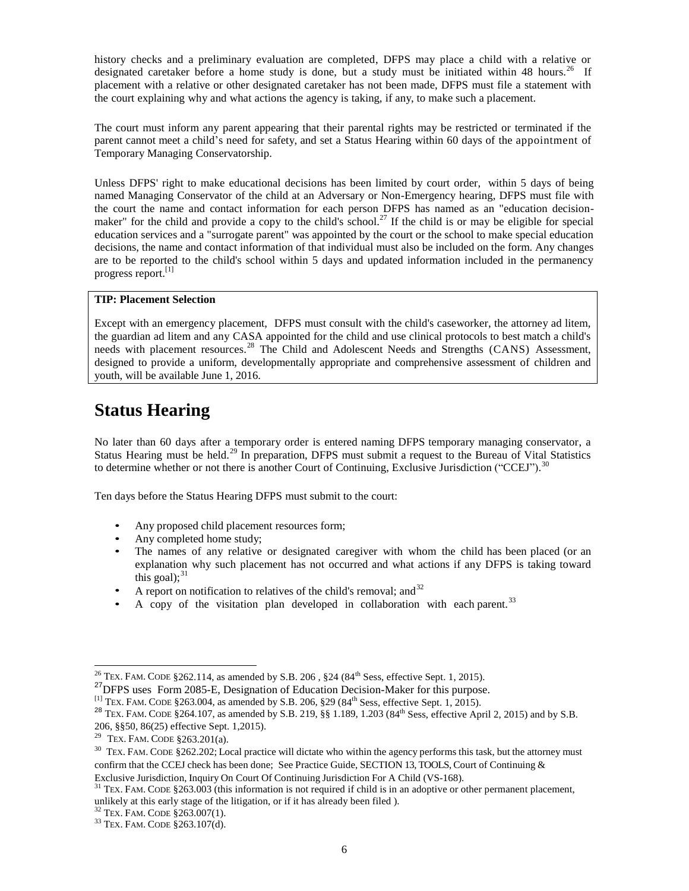history checks and a preliminary evaluation are completed, DFPS may place a child with a relative or designated caretaker before a home study is done, but a study must be initiated within 48 hours.[26] If placement with a relative or other designated caretaker has not been made, DFPS must file a statement with the court explaining why and what actions the agency is taking, if any, to make such a placement.

The court must inform any parent appearing that their parental rights may be restricted or terminated if the parent cannot meet a child's need for safety, and set a Status Hearing within 60 days of the appointment of Temporary Managing Conservatorship.

Unless DFPS' right to make educational decisions has been limited by court order, within 5 days of being named Managing Conservator of the child at an Adversary or Non-Emergency hearing, DFPS must file with the court the name and contact information for each person DFPS has named as an "education decision-maker" for the child and provide a copy to the child's school.[27] If the child is or may be eligible for special education services and a "surrogate parent" was appointed by the court or the school to make special education decisions, the name and contact information of that individual must also be included on the form. Any changes are to be reported to the child's school within 5 days and updated information included in the permanency progress report.[1]

**TIP: Placement Selection**

Except with an emergency placement, DFPS must consult with the child's caseworker, the attorney ad litem, the guardian ad litem and any CASA appointed for the child and use clinical protocols to best match a child's needs with placement resources.[28] The Child and Adolescent Needs and Strengths (CANS) Assessment, designed to provide a uniform, developmentally appropriate and comprehensive assessment of children and youth, will be available June 1, 2016.

# Status Hearing

No later than 60 days after a temporary order is entered naming DFPS temporary managing conservator, a Status Hearing must be held.[29] In preparation, DFPS must submit a request to the Bureau of Vital Statistics to determine whether or not there is another Court of Continuing, Exclusive Jurisdiction ("CCEJ").[30]

Ten days before the Status Hearing DFPS must submit to the court:

- Any proposed child placement resources form;
- Any completed home study;
- The names of any relative or designated caregiver with whom the child has been placed (or an explanation why such placement has not occurred and what actions if any DFPS is taking toward this goal);[31]
- A report on notification to relatives of the child's removal; and[32]
- A copy of the visitation plan developed in collaboration with each parent.[33]

---

[26] TEX. FAM. CODE §262.114, as amended by S.B. 206 , §24 (84th Sess, effective Sept. 1, 2015).

[27] DFPS uses Form 2085-E, Designation of Education Decision-Maker for this purpose.

[1] TEX. FAM. CODE §263.004, as amended by S.B. 206, §29 (84th Sess, effective Sept. 1, 2015).

[28] TEX. FAM. CODE §264.107, as amended by S.B. 219, §§ 1.189, 1.203 (84th Sess, effective April 2, 2015) and by S.B. 206, §§50, 86(25) effective Sept. 1,2015).

[29] TEX. FAM. CODE §263.201(a).

[30] TEX. FAM. CODE §262.202; Local practice will dictate who within the agency performs this task, but the attorney must confirm that the CCEJ check has been done; See Practice Guide, SECTION 13, TOOLS, Court of Continuing & Exclusive Jurisdiction, Inquiry On Court Of Continuing Jurisdiction For A Child (VS-168).

[31] TEX. FAM. CODE §263.003 (this information is not required if child is in an adoptive or other permanent placement, unlikely at this early stage of the litigation, or if it has already been filed ).

[32] TEX. FAM. CODE §263.007(1).

[33] TEX. FAM. CODE §263.107(d).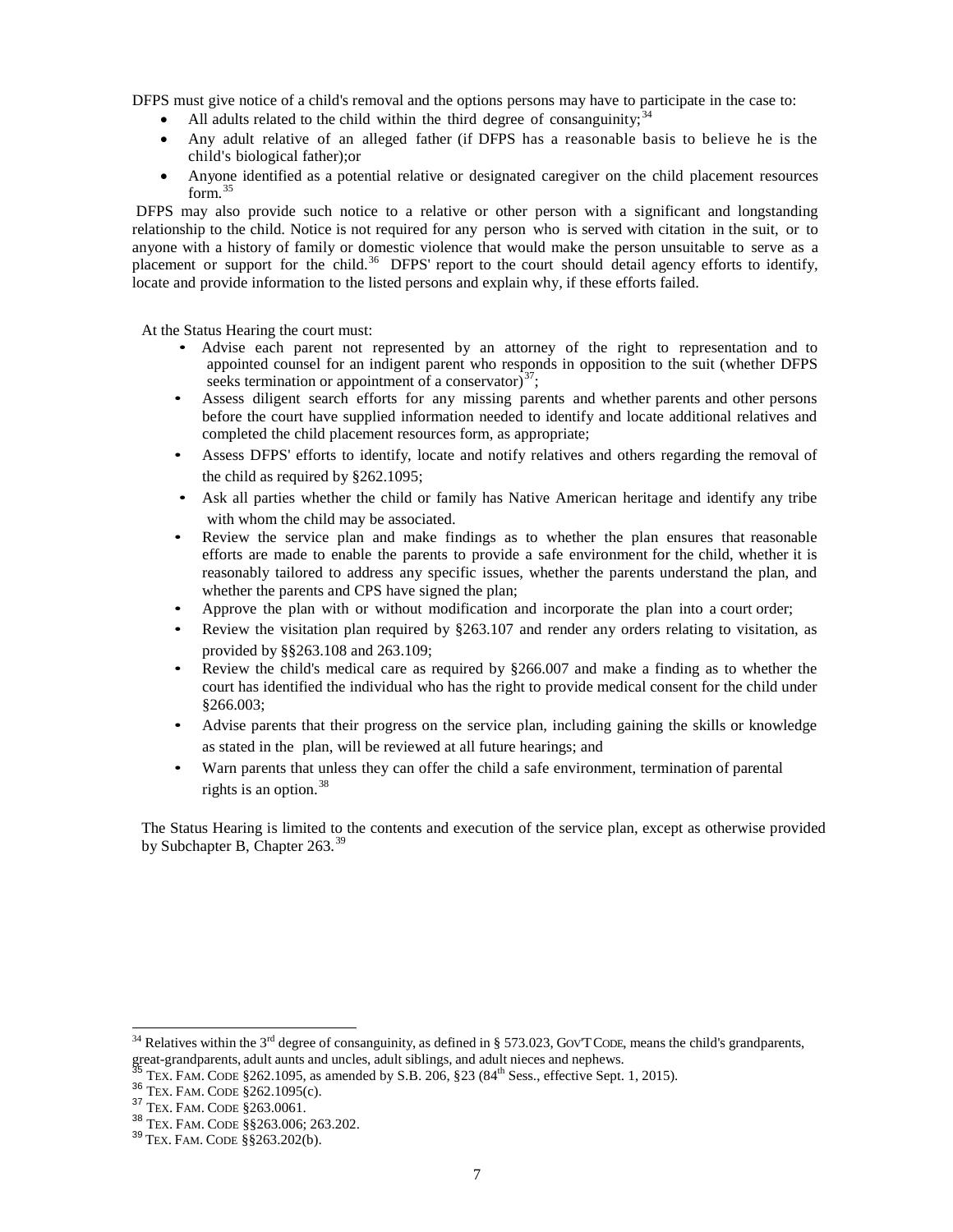DFPS must give notice of a child's removal and the options persons may have to participate in the case to:

- All adults related to the child within the third degree of consanguinity;[34]
- Any adult relative of an alleged father (if DFPS has a reasonable basis to believe he is the child's biological father);or
- Anyone identified as a potential relative or designated caregiver on the child placement resources form.[35]

DFPS may also provide such notice to a relative or other person with a significant and longstanding relationship to the child. Notice is not required for any person who is served with citation in the suit, or to anyone with a history of family or domestic violence that would make the person unsuitable to serve as a placement or support for the child.[36] DFPS' report to the court should detail agency efforts to identify, locate and provide information to the listed persons and explain why, if these efforts failed.

At the Status Hearing the court must:

- Advise each parent not represented by an attorney of the right to representation and to appointed counsel for an indigent parent who responds in opposition to the suit (whether DFPS seeks termination or appointment of a conservator)[37];
- Assess diligent search efforts for any missing parents and whether parents and other persons before the court have supplied information needed to identify and locate additional relatives and completed the child placement resources form, as appropriate;
- Assess DFPS' efforts to identify, locate and notify relatives and others regarding the removal of the child as required by §262.1095;
- Ask all parties whether the child or family has Native American heritage and identify any tribe with whom the child may be associated.
- Review the service plan and make findings as to whether the plan ensures that reasonable efforts are made to enable the parents to provide a safe environment for the child, whether it is reasonably tailored to address any specific issues, whether the parents understand the plan, and whether the parents and CPS have signed the plan;
- Approve the plan with or without modification and incorporate the plan into a court order;
- Review the visitation plan required by §263.107 and render any orders relating to visitation, as provided by §§263.108 and 263.109;
- Review the child's medical care as required by §266.007 and make a finding as to whether the court has identified the individual who has the right to provide medical consent for the child under §266.003;
- Advise parents that their progress on the service plan, including gaining the skills or knowledge as stated in the plan, will be reviewed at all future hearings; and
- Warn parents that unless they can offer the child a safe environment, termination of parental rights is an option.[38]

The Status Hearing is limited to the contents and execution of the service plan, except as otherwise provided by Subchapter B, Chapter 263.[39]

---

[34] Relatives within the 3rd degree of consanguinity, as defined in § 573.023, GOV'T CODE, means the child's grandparents, great-grandparents, adult aunts and uncles, adult siblings, and adult nieces and nephews.

[35] TEX. FAM. CODE §262.1095, as amended by S.B. 206, §23 (84th Sess., effective Sept. 1, 2015).

[36] TEX. FAM. CODE §262.1095(c).

[37] TEX. FAM. CODE §263.0061.

[38] TEX. FAM. CODE §§263.006; 263.202.

[39] TEX. FAM. CODE §§263.202(b).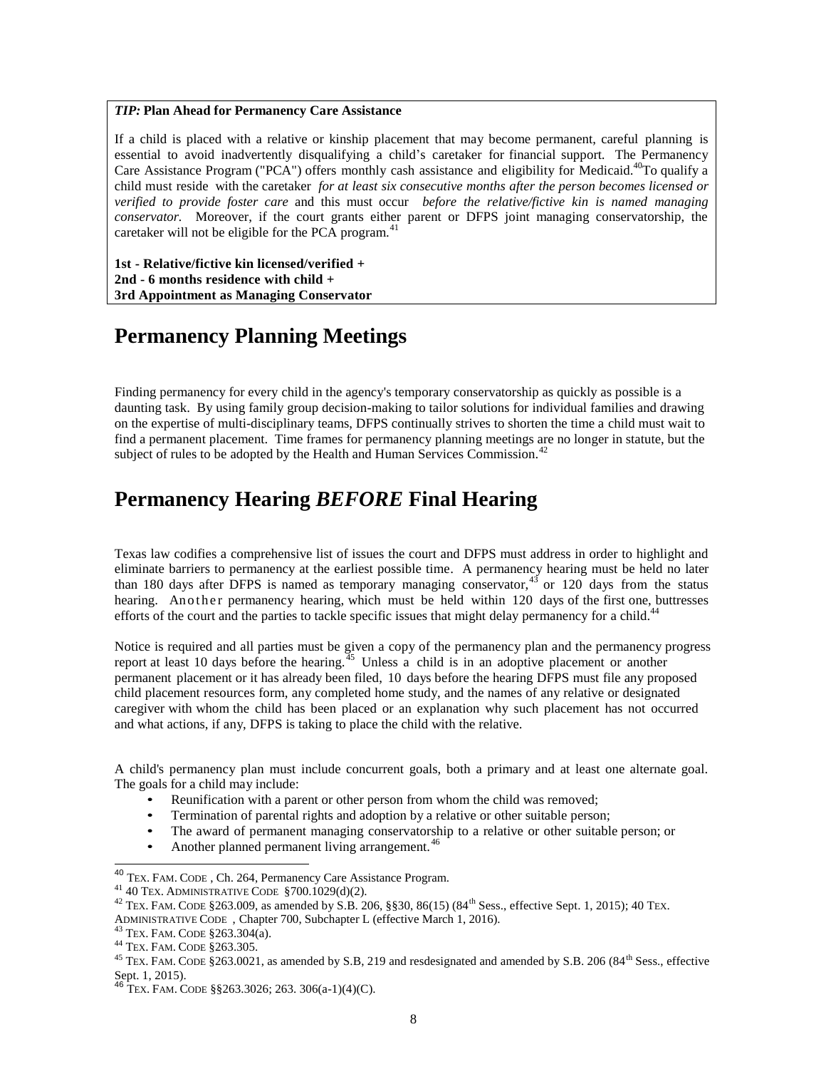***TIP:* Plan Ahead for Permanency Care Assistance**

If a child is placed with a relative or kinship placement that may become permanent, careful planning is essential to avoid inadvertently disqualifying a child's caretaker for financial support. The Permanency Care Assistance Program ("PCA") offers monthly cash assistance and eligibility for Medicaid.[40] To qualify a child must reside with the caretaker *for at least six consecutive months after the person becomes licensed or verified to provide foster care* and this must occur *before the relative/fictive kin is named managing conservator.* Moreover, if the court grants either parent or DFPS joint managing conservatorship, the caretaker will not be eligible for the PCA program.[41]

**1st - Relative/fictive kin licensed/verified +**
**2nd - 6 months residence with child +**
**3rd Appointment as Managing Conservator**

# Permanency Planning Meetings

Finding permanency for every child in the agency's temporary conservatorship as quickly as possible is a daunting task. By using family group decision-making to tailor solutions for individual families and drawing on the expertise of multi-disciplinary teams, DFPS continually strives to shorten the time a child must wait to find a permanent placement. Time frames for permanency planning meetings are no longer in statute, but the subject of rules to be adopted by the Health and Human Services Commission.[42]

# Permanency Hearing *BEFORE* Final Hearing

Texas law codifies a comprehensive list of issues the court and DFPS must address in order to highlight and eliminate barriers to permanency at the earliest possible time. A permanency hearing must be held no later than 180 days after DFPS is named as temporary managing conservator,[43] or 120 days from the status hearing. Another permanency hearing, which must be held within 120 days of the first one, buttresses efforts of the court and the parties to tackle specific issues that might delay permanency for a child.[44]

Notice is required and all parties must be given a copy of the permanency plan and the permanency progress report at least 10 days before the hearing.[45] Unless a child is in an adoptive placement or another permanent placement or it has already been filed, 10 days before the hearing DFPS must file any proposed child placement resources form, any completed home study, and the names of any relative or designated caregiver with whom the child has been placed or an explanation why such placement has not occurred and what actions, if any, DFPS is taking to place the child with the relative.

A child's permanency plan must include concurrent goals, both a primary and at least one alternate goal. The goals for a child may include:

- Reunification with a parent or other person from whom the child was removed;
- Termination of parental rights and adoption by a relative or other suitable person;
- The award of permanent managing conservatorship to a relative or other suitable person; or
- Another planned permanent living arrangement.[46]

---

[40] TEX. FAM. CODE , Ch. 264, Permanency Care Assistance Program.

[41] 40 TEX. ADMINISTRATIVE CODE §700.1029(d)(2).

[42] TEX. FAM. CODE §263.009, as amended by S.B. 206, §§30, 86(15) (84th Sess., effective Sept. 1, 2015); 40 TEX. ADMINISTRATIVE CODE , Chapter 700, Subchapter L (effective March 1, 2016).

[43] TEX. FAM. CODE §263.304(a).

[44] TEX. FAM. CODE §263.305.

[45] TEX. FAM. CODE §263.0021, as amended by S.B, 219 and resdesignated and amended by S.B. 206 (84th Sess., effective Sept. 1, 2015).

[46] TEX. FAM. CODE §§263.3026; 263. 306(a-1)(4)(C).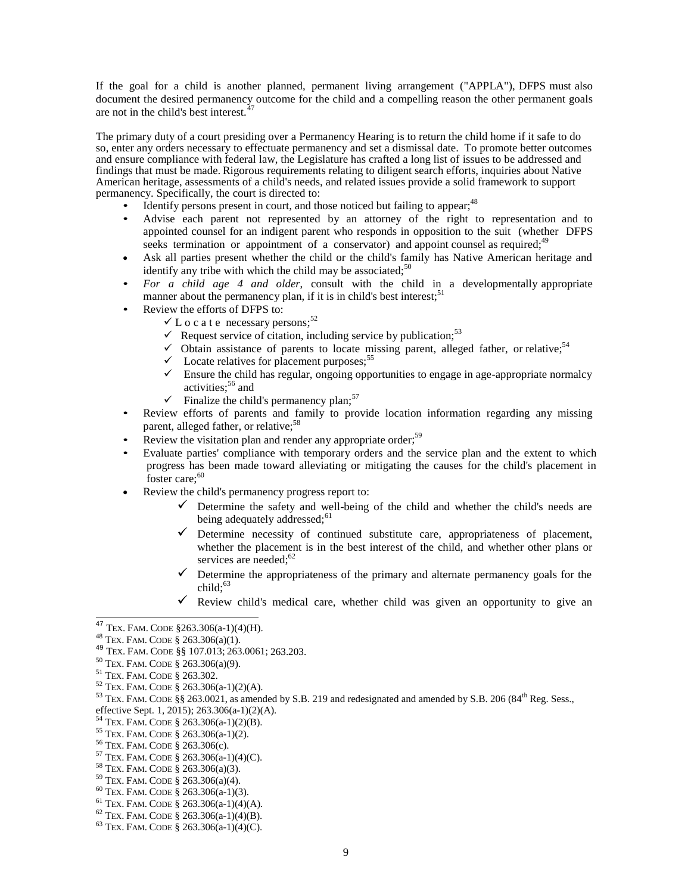If the goal for a child is another planned, permanent living arrangement ("APPLA"), DFPS must also document the desired permanency outcome for the child and a compelling reason the other permanent goals are not in the child's best interest.[47]

The primary duty of a court presiding over a Permanency Hearing is to return the child home if it safe to do so, enter any orders necessary to effectuate permanency and set a dismissal date. To promote better outcomes and ensure compliance with federal law, the Legislature has crafted a long list of issues to be addressed and findings that must be made. Rigorous requirements relating to diligent search efforts, inquiries about Native American heritage, assessments of a child's needs, and related issues provide a solid framework to support permanency. Specifically, the court is directed to:

- Identify persons present in court, and those noticed but failing to appear;[48]
- Advise each parent not represented by an attorney of the right to representation and to appointed counsel for an indigent parent who responds in opposition to the suit (whether DFPS seeks termination or appointment of a conservator) and appoint counsel as required;[49]
- Ask all parties present whether the child or the child's family has Native American heritage and identify any tribe with which the child may be associated;[50]
- *For a child age 4 and older*, consult with the child in a developmentally appropriate manner about the permanency plan, if it is in child's best interest;[51]
- Review the efforts of DFPS to:
  - ✓ Locate necessary persons;[52]
  - ✓ Request service of citation, including service by publication;[53]
  - ✓ Obtain assistance of parents to locate missing parent, alleged father, or relative;[54]
  - ✓ Locate relatives for placement purposes;[55]
  - ✓ Ensure the child has regular, ongoing opportunities to engage in age-appropriate normalcy activities;[56] and
  - ✓ Finalize the child's permanency plan;[57]
- Review efforts of parents and family to provide location information regarding any missing parent, alleged father, or relative;[58]
- Review the visitation plan and render any appropriate order;[59]
- Evaluate parties' compliance with temporary orders and the service plan and the extent to which progress has been made toward alleviating or mitigating the causes for the child's placement in foster care;[60]
- Review the child's permanency progress report to:
  - ✓ Determine the safety and well-being of the child and whether the child's needs are being adequately addressed;[61]
  - ✓ Determine necessity of continued substitute care, appropriateness of placement, whether the placement is in the best interest of the child, and whether other plans or services are needed;[62]
  - ✓ Determine the appropriateness of the primary and alternate permanency goals for the child;[63]
  - ✓ Review child's medical care, whether child was given an opportunity to give an

---

[47] TEX. FAM. CODE §263.306(a-1)(4)(H).
[48] TEX. FAM. CODE § 263.306(a)(1).
[49] TEX. FAM. CODE §§ 107.013; 263.0061; 263.203.
[50] TEX. FAM. CODE § 263.306(a)(9).
[51] TEX. FAM. CODE § 263.302.
[52] TEX. FAM. CODE § 263.306(a-1)(2)(A).
[53] TEX. FAM. CODE §§ 263.0021, as amended by S.B. 219 and redesignated and amended by S.B. 206 (84th Reg. Sess., effective Sept. 1, 2015); 263.306(a-1)(2)(A).
[54] TEX. FAM. CODE § 263.306(a-1)(2)(B).
[55] TEX. FAM. CODE § 263.306(a-1)(2).
[56] TEX. FAM. CODE § 263.306(c).
[57] TEX. FAM. CODE § 263.306(a-1)(4)(C).
[58] TEX. FAM. CODE § 263.306(a)(3).
[59] TEX. FAM. CODE § 263.306(a)(4).
[60] TEX. FAM. CODE § 263.306(a-1)(3).
[61] TEX. FAM. CODE § 263.306(a-1)(4)(A).
[62] TEX. FAM. CODE § 263.306(a-1)(4)(B).
[63] TEX. FAM. CODE § 263.306(a-1)(4)(C).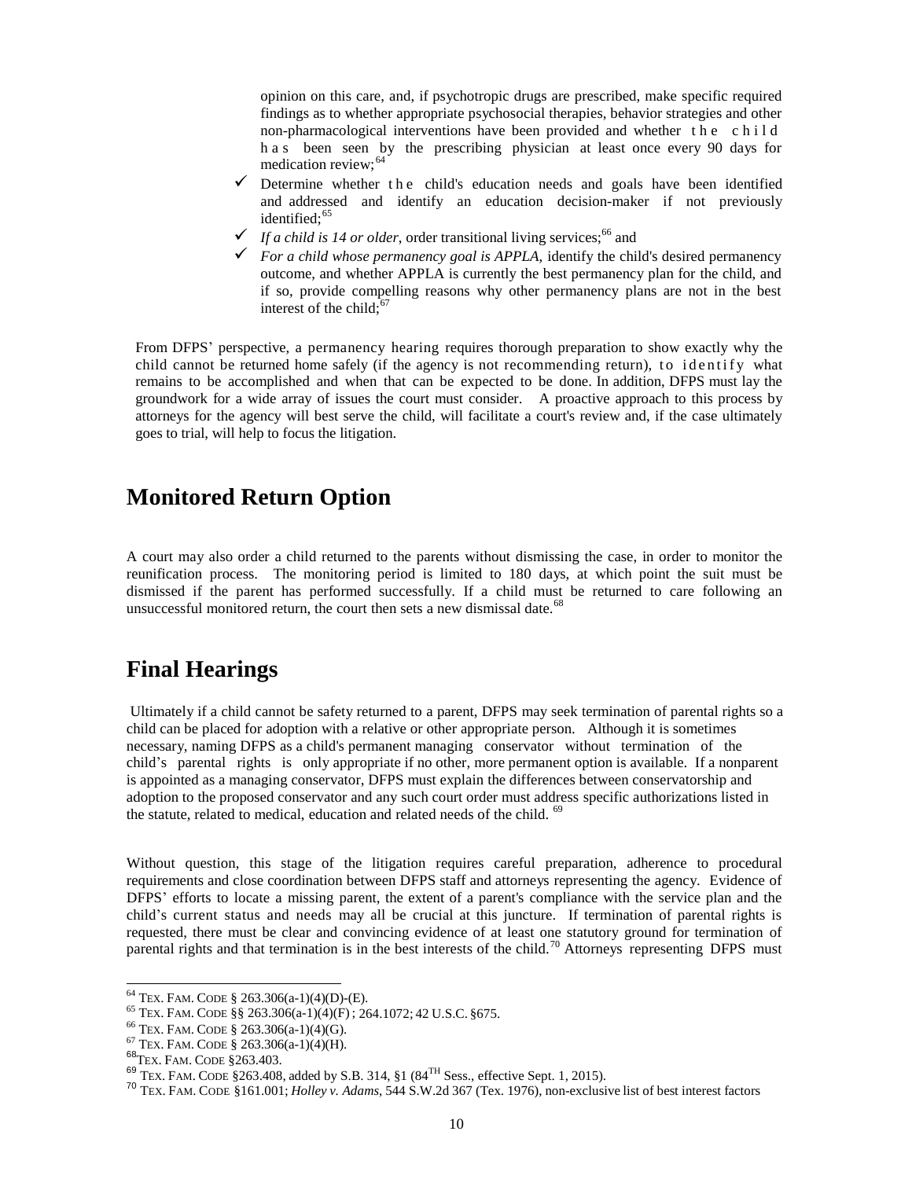opinion on this care, and, if psychotropic drugs are prescribed, make specific required findings as to whether appropriate psychosocial therapies, behavior strategies and other non-pharmacological interventions have been provided and whether the child has been seen by the prescribing physician at least once every 90 days for medication review;[64]

- ✓ Determine whether the child's education needs and goals have been identified and addressed and identify an education decision-maker if not previously identified;[65]
- ✓ *If a child is 14 or older*, order transitional living services;[66] and
- ✓ *For a child whose permanency goal is APPLA*, identify the child's desired permanency outcome, and whether APPLA is currently the best permanency plan for the child, and if so, provide compelling reasons why other permanency plans are not in the best interest of the child;[67]

From DFPS' perspective, a permanency hearing requires thorough preparation to show exactly why the child cannot be returned home safely (if the agency is not recommending return), to identify what remains to be accomplished and when that can be expected to be done. In addition, DFPS must lay the groundwork for a wide array of issues the court must consider. A proactive approach to this process by attorneys for the agency will best serve the child, will facilitate a court's review and, if the case ultimately goes to trial, will help to focus the litigation.

## Monitored Return Option

A court may also order a child returned to the parents without dismissing the case, in order to monitor the reunification process. The monitoring period is limited to 180 days, at which point the suit must be dismissed if the parent has performed successfully. If a child must be returned to care following an unsuccessful monitored return, the court then sets a new dismissal date.[68]

## Final Hearings

Ultimately if a child cannot be safety returned to a parent, DFPS may seek termination of parental rights so a child can be placed for adoption with a relative or other appropriate person. Although it is sometimes necessary, naming DFPS as a child's permanent managing conservator without termination of the child's parental rights is only appropriate if no other, more permanent option is available. If a nonparent is appointed as a managing conservator, DFPS must explain the differences between conservatorship and adoption to the proposed conservator and any such court order must address specific authorizations listed in the statute, related to medical, education and related needs of the child.[69]

Without question, this stage of the litigation requires careful preparation, adherence to procedural requirements and close coordination between DFPS staff and attorneys representing the agency. Evidence of DFPS' efforts to locate a missing parent, the extent of a parent's compliance with the service plan and the child's current status and needs may all be crucial at this juncture. If termination of parental rights is requested, there must be clear and convincing evidence of at least one statutory ground for termination of parental rights and that termination is in the best interests of the child.[70] Attorneys representing DFPS must

---

[64] TEX. FAM. CODE § 263.306(a-1)(4)(D)-(E).
[65] TEX. FAM. CODE §§ 263.306(a-1)(4)(F) ; 264.1072; 42 U.S.C. §675.
[66] TEX. FAM. CODE § 263.306(a-1)(4)(G).
[67] TEX. FAM. CODE § 263.306(a-1)(4)(H).
[68] TEX. FAM. CODE §263.403.
[69] TEX. FAM. CODE §263.408, added by S.B. 314, §1 (84TH Sess., effective Sept. 1, 2015).
[70] TEX. FAM. CODE §161.001; *Holley v. Adams*, 544 S.W.2d 367 (Tex. 1976), non-exclusive list of best interest factors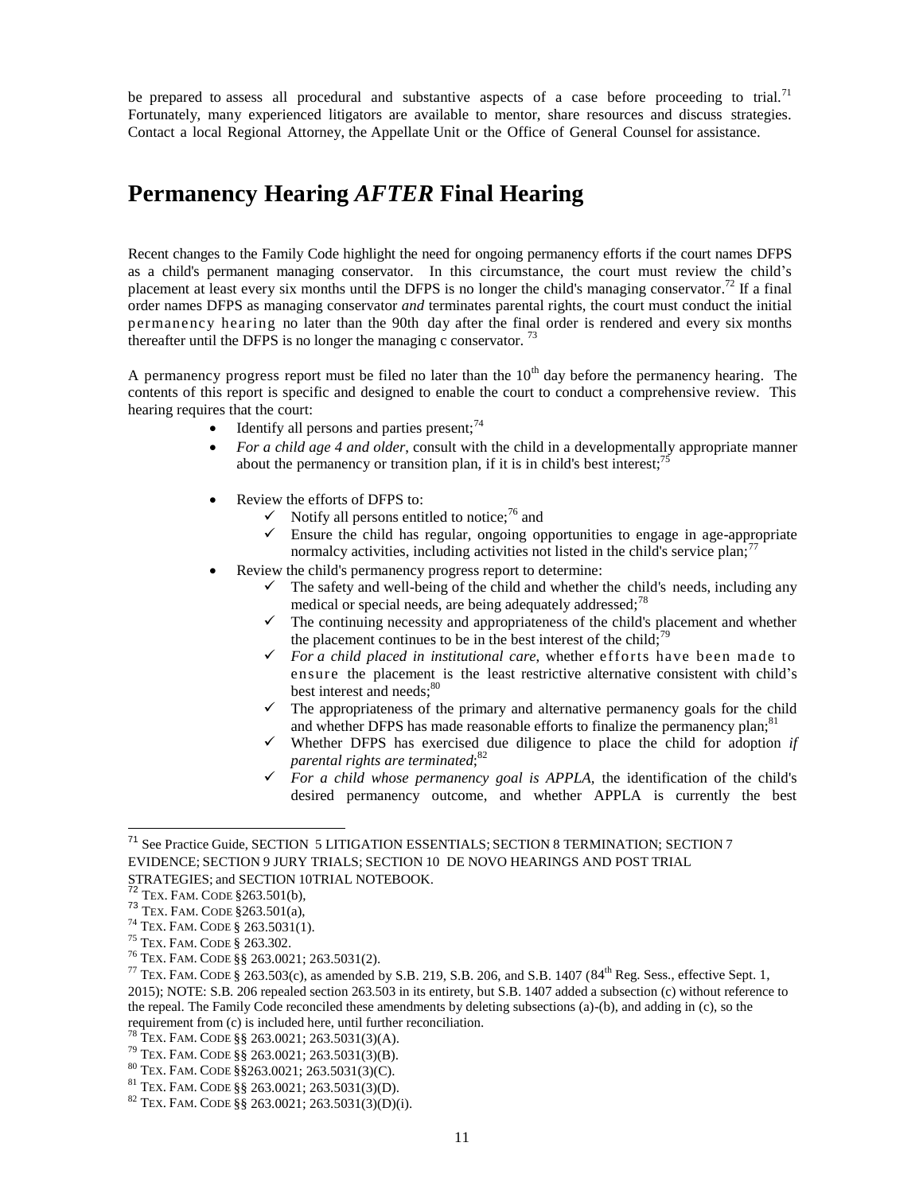be prepared to assess all procedural and substantive aspects of a case before proceeding to trial.[71] Fortunately, many experienced litigators are available to mentor, share resources and discuss strategies. Contact a local Regional Attorney, the Appellate Unit or the Office of General Counsel for assistance.

# Permanency Hearing *AFTER* Final Hearing

Recent changes to the Family Code highlight the need for ongoing permanency efforts if the court names DFPS as a child's permanent managing conservator. In this circumstance, the court must review the child's placement at least every six months until the DFPS is no longer the child's managing conservator.[72] If a final order names DFPS as managing conservator *and* terminates parental rights, the court must conduct the initial permanency hearing no later than the 90th day after the final order is rendered and every six months thereafter until the DFPS is no longer the managing c conservator. [73]

A permanency progress report must be filed no later than the 10th day before the permanency hearing. The contents of this report is specific and designed to enable the court to conduct a comprehensive review. This hearing requires that the court:

- Identify all persons and parties present;[74]
- *For a child age 4 and older*, consult with the child in a developmentally appropriate manner about the permanency or transition plan, if it is in child's best interest;[75]
- Review the efforts of DFPS to:
  - ✓ Notify all persons entitled to notice;[76] and
  - ✓ Ensure the child has regular, ongoing opportunities to engage in age-appropriate normalcy activities, including activities not listed in the child's service plan;[77]
- Review the child's permanency progress report to determine:
  - ✓ The safety and well-being of the child and whether the child's needs, including any medical or special needs, are being adequately addressed;[78]
  - ✓ The continuing necessity and appropriateness of the child's placement and whether the placement continues to be in the best interest of the child;[79]
  - ✓ *For a child placed in institutional care*, whether efforts have been made to ensure the placement is the least restrictive alternative consistent with child's best interest and needs;[80]
  - ✓ The appropriateness of the primary and alternative permanency goals for the child and whether DFPS has made reasonable efforts to finalize the permanency plan;[81]
  - ✓ Whether DFPS has exercised due diligence to place the child for adoption *if parental rights are terminated*;[82]
  - ✓ *For a child whose permanency goal is APPLA,* the identification of the child's desired permanency outcome, and whether APPLA is currently the best

---

[71] See Practice Guide, SECTION 5 LITIGATION ESSENTIALS; SECTION 8 TERMINATION; SECTION 7 EVIDENCE; SECTION 9 JURY TRIALS; SECTION 10 DE NOVO HEARINGS AND POST TRIAL STRATEGIES; and SECTION 10TRIAL NOTEBOOK.

[72] TEX. FAM. CODE §263.501(b),

[73] TEX. FAM. CODE §263.501(a),

[74] TEX. FAM. CODE § 263.5031(1).

[75] TEX. FAM. CODE § 263.302.

[76] TEX. FAM. CODE §§ 263.0021; 263.5031(2).

[77] TEX. FAM. CODE § 263.503(c), as amended by S.B. 219, S.B. 206, and S.B. 1407 (84th Reg. Sess., effective Sept. 1, 2015); NOTE: S.B. 206 repealed section 263.503 in its entirety, but S.B. 1407 added a subsection (c) without reference to the repeal. The Family Code reconciled these amendments by deleting subsections (a)-(b), and adding in (c), so the requirement from (c) is included here, until further reconciliation.

[78] TEX. FAM. CODE §§ 263.0021; 263.5031(3)(A).

[79] TEX. FAM. CODE §§ 263.0021; 263.5031(3)(B).

[80] TEX. FAM. CODE §§263.0021; 263.5031(3)(C).

[81] TEX. FAM. CODE §§ 263.0021; 263.5031(3)(D).

[82] TEX. FAM. CODE §§ 263.0021; 263.5031(3)(D)(i).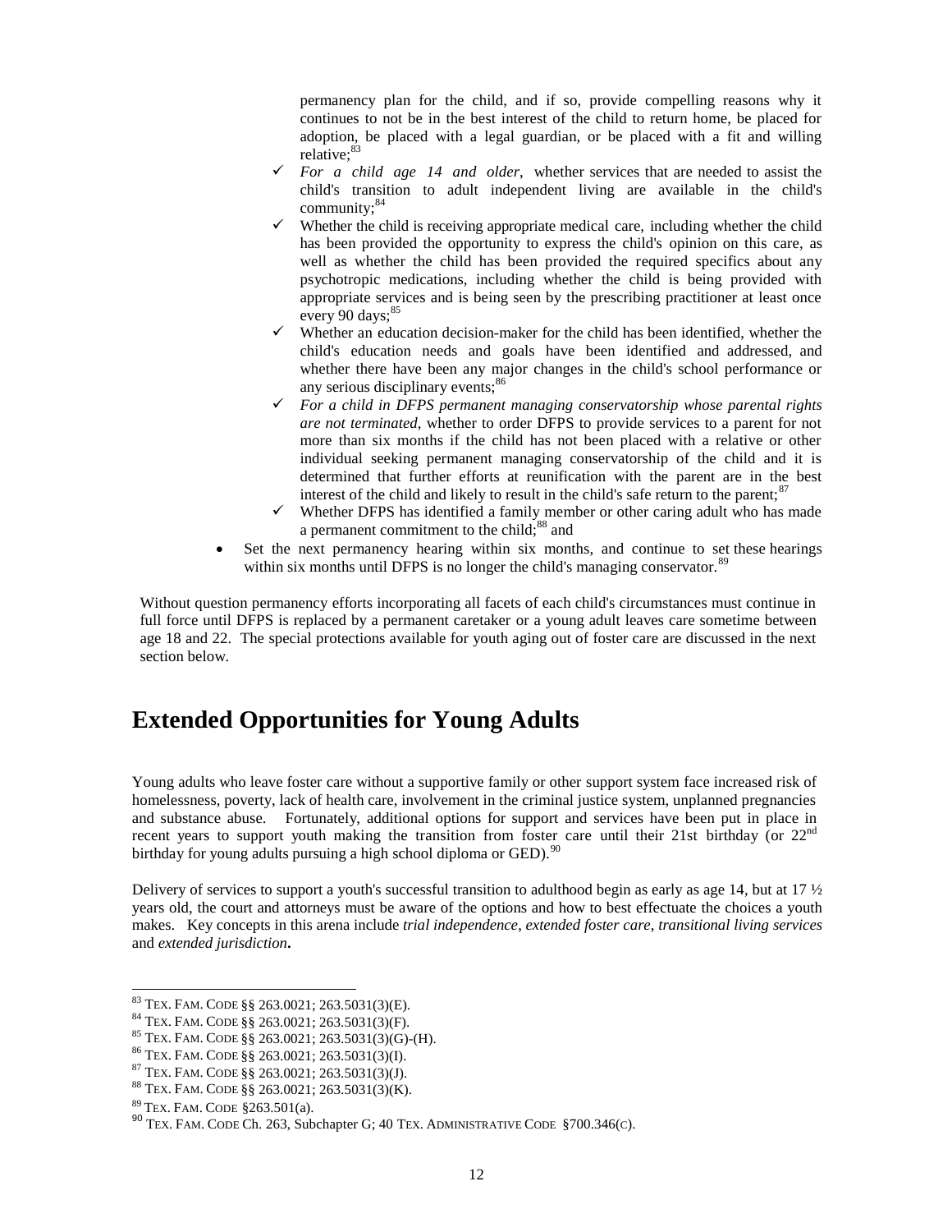permanency plan for the child, and if so, provide compelling reasons why it continues to not be in the best interest of the child to return home, be placed for adoption, be placed with a legal guardian, or be placed with a fit and willing relative;[83]

- ✓ *For a child age 14 and older*, whether services that are needed to assist the child's transition to adult independent living are available in the child's community;[84]
- ✓ Whether the child is receiving appropriate medical care, including whether the child has been provided the opportunity to express the child's opinion on this care, as well as whether the child has been provided the required specifics about any psychotropic medications, including whether the child is being provided with appropriate services and is being seen by the prescribing practitioner at least once every 90 days;[85]
- ✓ Whether an education decision-maker for the child has been identified, whether the child's education needs and goals have been identified and addressed, and whether there have been any major changes in the child's school performance or any serious disciplinary events;[86]
- ✓ *For a child in DFPS permanent managing conservatorship whose parental rights are not terminated*, whether to order DFPS to provide services to a parent for not more than six months if the child has not been placed with a relative or other individual seeking permanent managing conservatorship of the child and it is determined that further efforts at reunification with the parent are in the best interest of the child and likely to result in the child's safe return to the parent;[87]
- ✓ Whether DFPS has identified a family member or other caring adult who has made a permanent commitment to the child;[88] and

- Set the next permanency hearing within six months, and continue to set these hearings within six months until DFPS is no longer the child's managing conservator.[89]

Without question permanency efforts incorporating all facets of each child's circumstances must continue in full force until DFPS is replaced by a permanent caretaker or a young adult leaves care sometime between age 18 and 22. The special protections available for youth aging out of foster care are discussed in the next section below.

# Extended Opportunities for Young Adults

Young adults who leave foster care without a supportive family or other support system face increased risk of homelessness, poverty, lack of health care, involvement in the criminal justice system, unplanned pregnancies and substance abuse. Fortunately, additional options for support and services have been put in place in recent years to support youth making the transition from foster care until their 21st birthday (or 22nd birthday for young adults pursuing a high school diploma or GED).[90]

Delivery of services to support a youth's successful transition to adulthood begin as early as age 14, but at 17 ½ years old, the court and attorneys must be aware of the options and how to best effectuate the choices a youth makes. Key concepts in this arena include *trial independence*, *extended foster care*, *transitional living services* and *extended jurisdiction*.

---

[83] TEX. FAM. CODE §§ 263.0021; 263.5031(3)(E).
[84] TEX. FAM. CODE §§ 263.0021; 263.5031(3)(F).
[85] TEX. FAM. CODE §§ 263.0021; 263.5031(3)(G)-(H).
[86] TEX. FAM. CODE §§ 263.0021; 263.5031(3)(I).
[87] TEX. FAM. CODE §§ 263.0021; 263.5031(3)(J).
[88] TEX. FAM. CODE §§ 263.0021; 263.5031(3)(K).
[89] TEX. FAM. CODE §263.501(a).
[90] TEX. FAM. CODE Ch. 263, Subchapter G; 40 TEX. ADMINISTRATIVE CODE §700.346(C).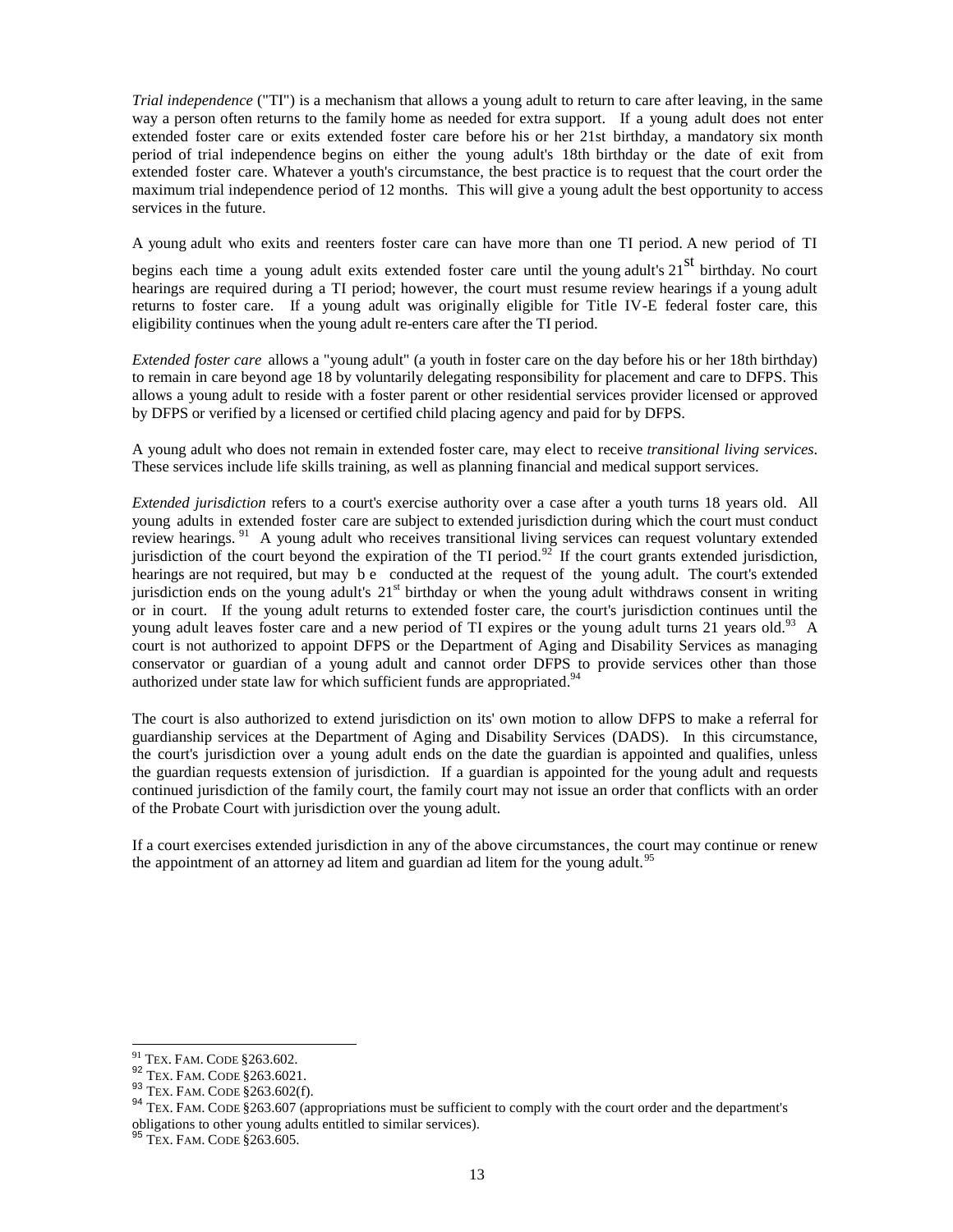*Trial independence* ("TI") is a mechanism that allows a young adult to return to care after leaving, in the same way a person often returns to the family home as needed for extra support. If a young adult does not enter extended foster care or exits extended foster care before his or her 21st birthday, a mandatory six month period of trial independence begins on either the young adult's 18th birthday or the date of exit from extended foster care. Whatever a youth's circumstance, the best practice is to request that the court order the maximum trial independence period of 12 months. This will give a young adult the best opportunity to access services in the future.

A young adult who exits and reenters foster care can have more than one TI period. A new period of TI begins each time a young adult exits extended foster care until the young adult's 21st birthday. No court hearings are required during a TI period; however, the court must resume review hearings if a young adult returns to foster care. If a young adult was originally eligible for Title IV-E federal foster care, this eligibility continues when the young adult re-enters care after the TI period.

*Extended foster care* allows a "young adult" (a youth in foster care on the day before his or her 18th birthday) to remain in care beyond age 18 by voluntarily delegating responsibility for placement and care to DFPS. This allows a young adult to reside with a foster parent or other residential services provider licensed or approved by DFPS or verified by a licensed or certified child placing agency and paid for by DFPS.

A young adult who does not remain in extended foster care, may elect to receive *transitional living services*. These services include life skills training, as well as planning financial and medical support services.

*Extended jurisdiction* refers to a court's exercise authority over a case after a youth turns 18 years old. All young adults in extended foster care are subject to extended jurisdiction during which the court must conduct review hearings.[91] A young adult who receives transitional living services can request voluntary extended jurisdiction of the court beyond the expiration of the TI period.[92] If the court grants extended jurisdiction, hearings are not required, but may be conducted at the request of the young adult. The court's extended jurisdiction ends on the young adult's 21st birthday or when the young adult withdraws consent in writing or in court. If the young adult returns to extended foster care, the court's jurisdiction continues until the young adult leaves foster care and a new period of TI expires or the young adult turns 21 years old.[93] A court is not authorized to appoint DFPS or the Department of Aging and Disability Services as managing conservator or guardian of a young adult and cannot order DFPS to provide services other than those authorized under state law for which sufficient funds are appropriated.[94]

The court is also authorized to extend jurisdiction on its' own motion to allow DFPS to make a referral for guardianship services at the Department of Aging and Disability Services (DADS). In this circumstance, the court's jurisdiction over a young adult ends on the date the guardian is appointed and qualifies, unless the guardian requests extension of jurisdiction. If a guardian is appointed for the young adult and requests continued jurisdiction of the family court, the family court may not issue an order that conflicts with an order of the Probate Court with jurisdiction over the young adult.

If a court exercises extended jurisdiction in any of the above circumstances, the court may continue or renew the appointment of an attorney ad litem and guardian ad litem for the young adult.[95]

---

[91] TEX. FAM. CODE §263.602.
[92] TEX. FAM. CODE §263.6021.
[93] TEX. FAM. CODE §263.602(f).
[94] TEX. FAM. CODE §263.607 (appropriations must be sufficient to comply with the court order and the department's obligations to other young adults entitled to similar services).
[95] TEX. FAM. CODE §263.605.